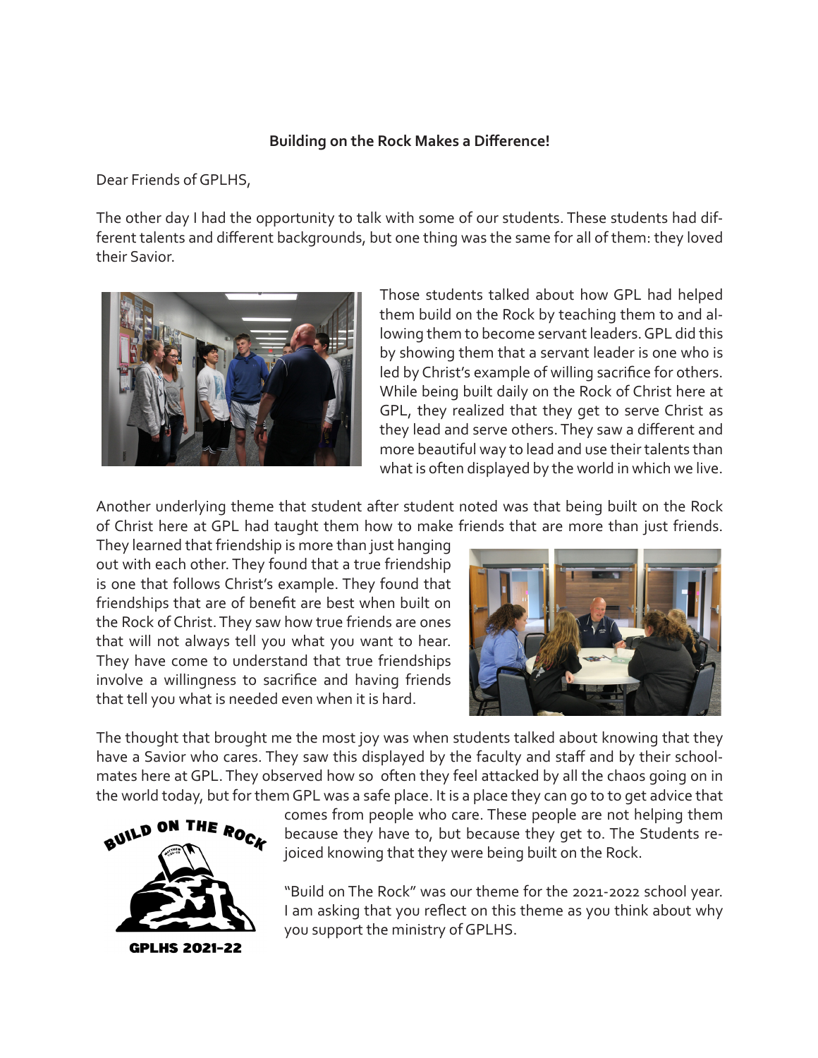**Building on the Rock Makes a Difference!**

Dear Friends of GPLHS,

The other day I had the opportunity to talk with some of our students. These students had different talents and different backgrounds, but one thing was the same for all of them: they loved their Savior.

Those students talked about how GPL had helped them build on the Rock by teaching them to and allowing them to become servant leaders. GPL did this by showing them that a servant leader is one who is led by Christ's example of willing sacrifice for others. While being built daily on the Rock of Christ here at GPL, they realized that they get to serve Christ as they lead and serve others. They saw a different and more beautiful way to lead and use their talents than what is often displayed by the world in which we live.

Another underlying theme that student after student noted was that being built on the Rock of Christ here at GPL had taught them how to make friends that are more than just friends. They learned that friendship is more than just hanging out with each other. They found that a true friendship is one that follows Christ's example. They found that friendships that are of benefit are best when built on the Rock of Christ. They saw how true friends are ones that will not always tell you what you want to hear. They have come to understand that true friendships involve a willingness to sacrifice and having friends that tell you what is needed even when it is hard.

The thought that brought me the most joy was when students talked about knowing that they have a Savior who cares. They saw this displayed by the faculty and staff and by their schoolmates here at GPL. They observed how so often they feel attacked by all the chaos going on in the world today, but for them GPL was a safe place. It is a place they can go to to get advice that comes from people who care. These people are not helping them because they have to, but because they get to. The Students rejoiced knowing that they were being built on the Rock.

BUILD ON THE ROCK

GPLHS 2021-22

"Build on The Rock" was our theme for the 2021-2022 school year. I am asking that you reflect on this theme as you think about why you support the ministry of GPLHS.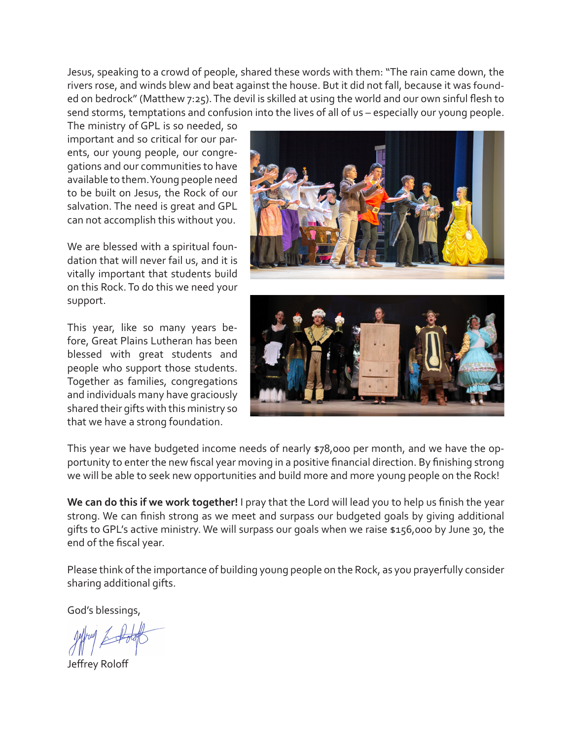Jesus, speaking to a crowd of people, shared these words with them: "The rain came down, the rivers rose, and winds blew and beat against the house. But it did not fall, because it was founded on bedrock" (Matthew 7:25). The devil is skilled at using the world and our own sinful flesh to send storms, temptations and confusion into the lives of all of us – especially our young people. The ministry of GPL is so needed, so important and so critical for our parents, our young people, our congregations and our communities to have available to them. Young people need to be built on Jesus, the Rock of our salvation. The need is great and GPL can not accomplish this without you.

We are blessed with a spiritual foundation that will never fail us, and it is vitally important that students build on this Rock. To do this we need your support.

This year, like so many years before, Great Plains Lutheran has been blessed with great students and people who support those students. Together as families, congregations and individuals many have graciously shared their gifts with this ministry so that we have a strong foundation.

This year we have budgeted income needs of nearly $78,000 per month, and we have the opportunity to enter the new fiscal year moving in a positive financial direction. By finishing strong we will be able to seek new opportunities and build more and more young people on the Rock!

**We can do this if we work together!** I pray that the Lord will lead you to help us finish the year strong. We can finish strong as we meet and surpass our budgeted goals by giving additional gifts to GPL's active ministry. We will surpass our goals when we raise $156,000 by June 30, the end of the fiscal year.

Please think of the importance of building young people on the Rock, as you prayerfully consider sharing additional gifts.

God's blessings,

Jeffrey Roloff